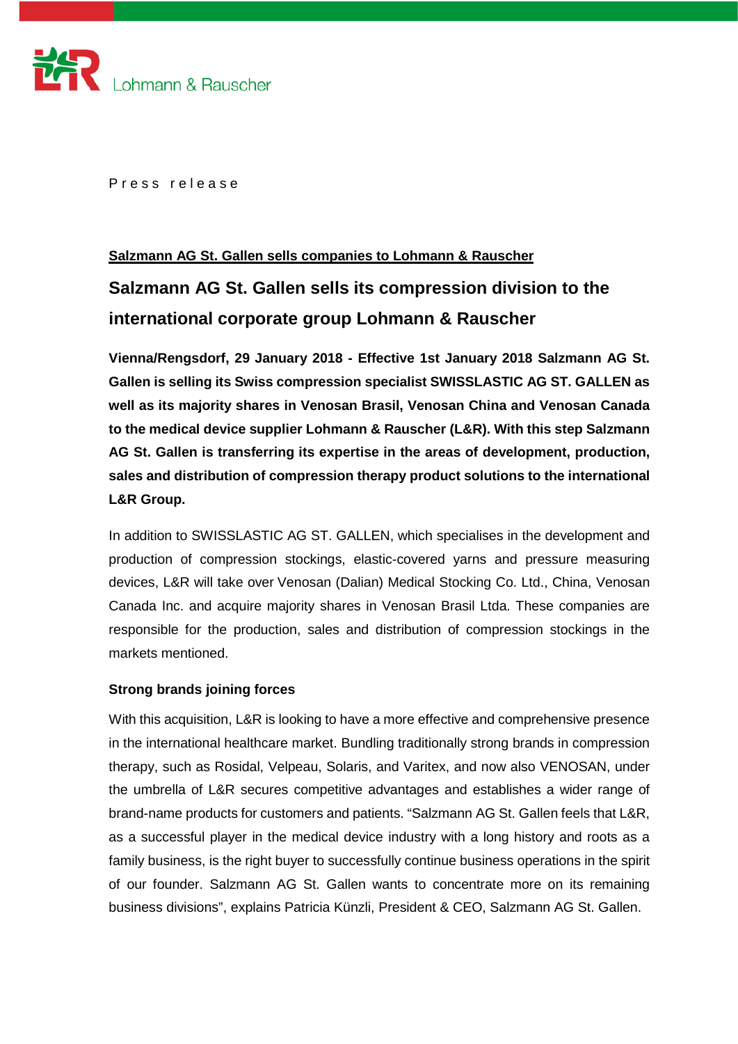Lohmann & Rauscher

Press release

<u>**Salzmann AG St. Gallen sells companies to Lohmann & Rauscher**</u>

## Salzmann AG St. Gallen sells its compression division to the international corporate group Lohmann & Rauscher

**Vienna/Rengsdorf, 29 January 2018 - Effective 1st January 2018 Salzmann AG St. Gallen is selling its Swiss compression specialist SWISSLASTIC AG ST. GALLEN as well as its majority shares in Venosan Brasil, Venosan China and Venosan Canada to the medical device supplier Lohmann & Rauscher (L&R). With this step Salzmann AG St. Gallen is transferring its expertise in the areas of development, production, sales and distribution of compression therapy product solutions to the international L&R Group.**

In addition to SWISSLASTIC AG ST. GALLEN, which specialises in the development and production of compression stockings, elastic-covered yarns and pressure measuring devices, L&R will take over Venosan (Dalian) Medical Stocking Co. Ltd., China, Venosan Canada Inc. and acquire majority shares in Venosan Brasil Ltda. These companies are responsible for the production, sales and distribution of compression stockings in the markets mentioned.

**Strong brands joining forces**

With this acquisition, L&R is looking to have a more effective and comprehensive presence in the international healthcare market. Bundling traditionally strong brands in compression therapy, such as Rosidal, Velpeau, Solaris, and Varitex, and now also VENOSAN, under the umbrella of L&R secures competitive advantages and establishes a wider range of brand-name products for customers and patients. "Salzmann AG St. Gallen feels that L&R, as a successful player in the medical device industry with a long history and roots as a family business, is the right buyer to successfully continue business operations in the spirit of our founder. Salzmann AG St. Gallen wants to concentrate more on its remaining business divisions", explains Patricia Künzli, President & CEO, Salzmann AG St. Gallen.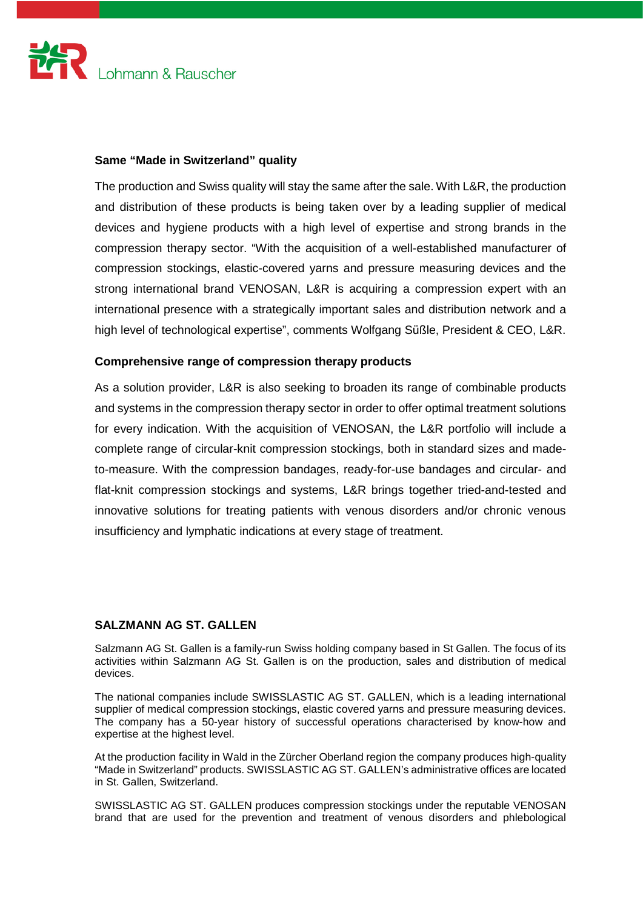### Same “Made in Switzerland” quality

The production and Swiss quality will stay the same after the sale. With L&R, the production and distribution of these products is being taken over by a leading supplier of medical devices and hygiene products with a high level of expertise and strong brands in the compression therapy sector. “With the acquisition of a well-established manufacturer of compression stockings, elastic-covered yarns and pressure measuring devices and the strong international brand VENOSAN, L&R is acquiring a compression expert with an international presence with a strategically important sales and distribution network and a high level of technological expertise”, comments Wolfgang Süßle, President & CEO, L&R.

### Comprehensive range of compression therapy products

As a solution provider, L&R is also seeking to broaden its range of combinable products and systems in the compression therapy sector in order to offer optimal treatment solutions for every indication. With the acquisition of VENOSAN, the L&R portfolio will include a complete range of circular-knit compression stockings, both in standard sizes and made-to-measure. With the compression bandages, ready-for-use bandages and circular- and flat-knit compression stockings and systems, L&R brings together tried-and-tested and innovative solutions for treating patients with venous disorders and/or chronic venous insufficiency and lymphatic indications at every stage of treatment.

### SALZMANN AG ST. GALLEN

Salzmann AG St. Gallen is a family-run Swiss holding company based in St Gallen. The focus of its activities within Salzmann AG St. Gallen is on the production, sales and distribution of medical devices.

The national companies include SWISSLASTIC AG ST. GALLEN, which is a leading international supplier of medical compression stockings, elastic covered yarns and pressure measuring devices. The company has a 50-year history of successful operations characterised by know-how and expertise at the highest level.

At the production facility in Wald in the Zürcher Oberland region the company produces high-quality “Made in Switzerland” products. SWISSLASTIC AG ST. GALLEN’s administrative offices are located in St. Gallen, Switzerland.

SWISSLASTIC AG ST. GALLEN produces compression stockings under the reputable VENOSAN brand that are used for the prevention and treatment of venous disorders and phlebological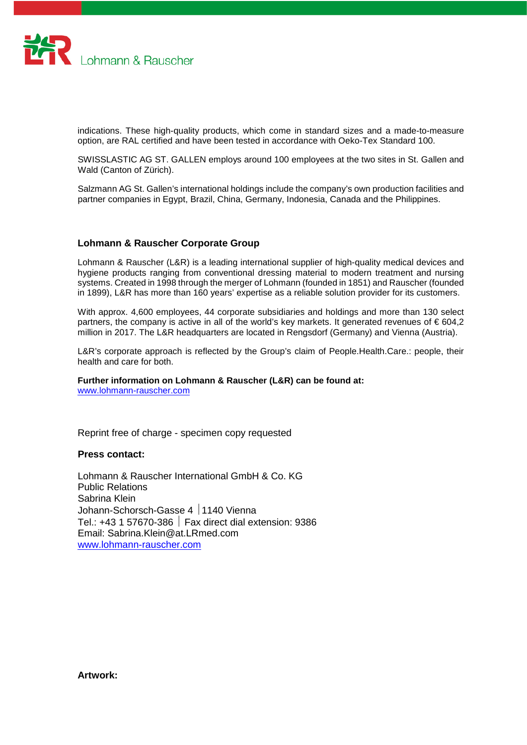indications. These high-quality products, which come in standard sizes and a made-to-measure option, are RAL certified and have been tested in accordance with Oeko-Tex Standard 100.

SWISSLASTIC AG ST. GALLEN employs around 100 employees at the two sites in St. Gallen and Wald (Canton of Zürich).

Salzmann AG St. Gallen's international holdings include the company's own production facilities and partner companies in Egypt, Brazil, China, Germany, Indonesia, Canada and the Philippines.

## Lohmann & Rauscher Corporate Group

Lohmann & Rauscher (L&R) is a leading international supplier of high-quality medical devices and hygiene products ranging from conventional dressing material to modern treatment and nursing systems. Created in 1998 through the merger of Lohmann (founded in 1851) and Rauscher (founded in 1899), L&R has more than 160 years' expertise as a reliable solution provider for its customers.

With approx. 4,600 employees, 44 corporate subsidiaries and holdings and more than 130 select partners, the company is active in all of the world's key markets. It generated revenues of € 604,2 million in 2017. The L&R headquarters are located in Rengsdorf (Germany) and Vienna (Austria).

L&R's corporate approach is reflected by the Group's claim of People.Health.Care.: people, their health and care for both.

**Further information on Lohmann & Rauscher (L&R) can be found at:**
www.lohmann-rauscher.com

Reprint free of charge - specimen copy requested

**Press contact:**

Lohmann & Rauscher International GmbH & Co. KG
Public Relations
Sabrina Klein
Johann-Schorsch-Gasse 4 | 1140 Vienna
Tel.: +43 1 57670-386 | Fax direct dial extension: 9386
Email: Sabrina.Klein@at.LRmed.com
www.lohmann-rauscher.com

**Artwork:**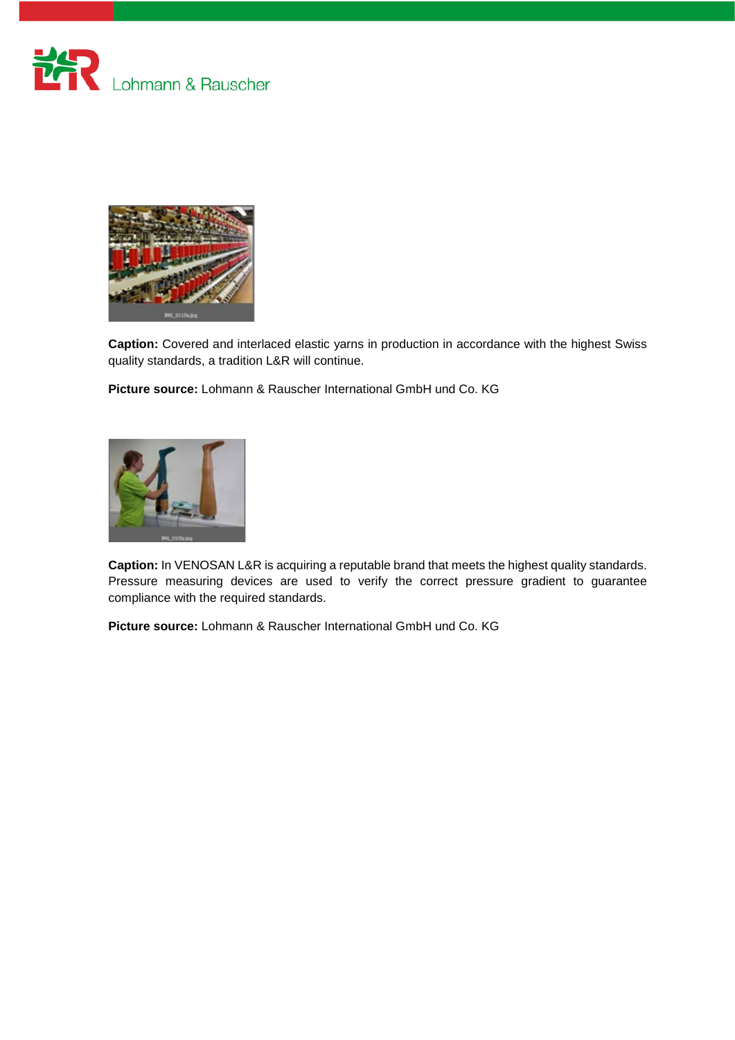**Caption:** Covered and interlaced elastic yarns in production in accordance with the highest Swiss quality standards, a tradition L&R will continue.

**Picture source:** Lohmann & Rauscher International GmbH und Co. KG

**Caption:** In VENOSAN L&R is acquiring a reputable brand that meets the highest quality standards. Pressure measuring devices are used to verify the correct pressure gradient to guarantee compliance with the required standards.

**Picture source:** Lohmann & Rauscher International GmbH und Co. KG